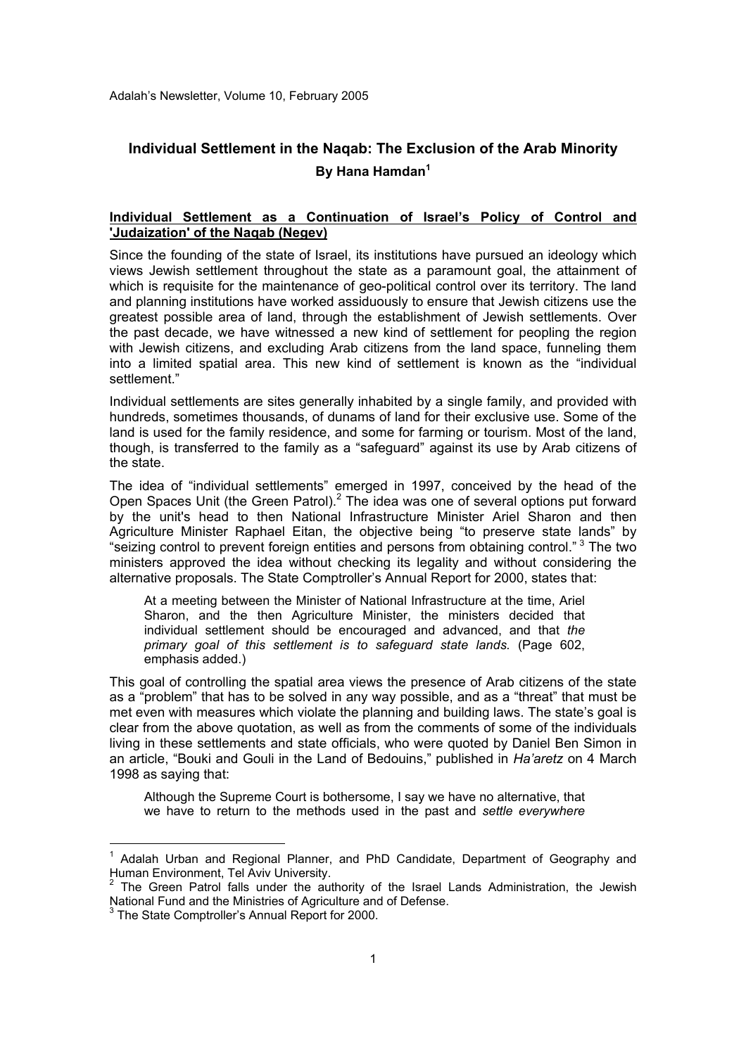Adalah's Newsletter, Volume 10, February 2005

# Individual Settlement in the Naqab: The Exclusion of the Arab Minority

**By Hana Hamdan[1]**

## Individual Settlement as a Continuation of Israel's Policy of Control and 'Judaization' of the Naqab (Negev)

Since the founding of the state of Israel, its institutions have pursued an ideology which views Jewish settlement throughout the state as a paramount goal, the attainment of which is requisite for the maintenance of geo-political control over its territory. The land and planning institutions have worked assiduously to ensure that Jewish citizens use the greatest possible area of land, through the establishment of Jewish settlements. Over the past decade, we have witnessed a new kind of settlement for peopling the region with Jewish citizens, and excluding Arab citizens from the land space, funneling them into a limited spatial area. This new kind of settlement is known as the "individual settlement."

Individual settlements are sites generally inhabited by a single family, and provided with hundreds, sometimes thousands, of dunams of land for their exclusive use. Some of the land is used for the family residence, and some for farming or tourism. Most of the land, though, is transferred to the family as a "safeguard" against its use by Arab citizens of the state.

The idea of "individual settlements" emerged in 1997, conceived by the head of the Open Spaces Unit (the Green Patrol).[2] The idea was one of several options put forward by the unit's head to then National Infrastructure Minister Ariel Sharon and then Agriculture Minister Raphael Eitan, the objective being "to preserve state lands" by "seizing control to prevent foreign entities and persons from obtaining control."[3] The two ministers approved the idea without checking its legality and without considering the alternative proposals. The State Comptroller's Annual Report for 2000, states that:

> At a meeting between the Minister of National Infrastructure at the time, Ariel Sharon, and the then Agriculture Minister, the ministers decided that individual settlement should be encouraged and advanced, and that *the primary goal of this settlement is to safeguard state lands.* (Page 602, emphasis added.)

This goal of controlling the spatial area views the presence of Arab citizens of the state as a "problem" that has to be solved in any way possible, and as a "threat" that must be met even with measures which violate the planning and building laws. The state's goal is clear from the above quotation, as well as from the comments of some of the individuals living in these settlements and state officials, who were quoted by Daniel Ben Simon in an article, "Bouki and Gouli in the Land of Bedouins," published in *Ha'aretz* on 4 March 1998 as saying that:

> Although the Supreme Court is bothersome, I say we have no alternative, that we have to return to the methods used in the past and *settle everywhere*

---

[1] Adalah Urban and Regional Planner, and PhD Candidate, Department of Geography and Human Environment, Tel Aviv University.

[2] The Green Patrol falls under the authority of the Israel Lands Administration, the Jewish National Fund and the Ministries of Agriculture and of Defense.

[3] The State Comptroller's Annual Report for 2000.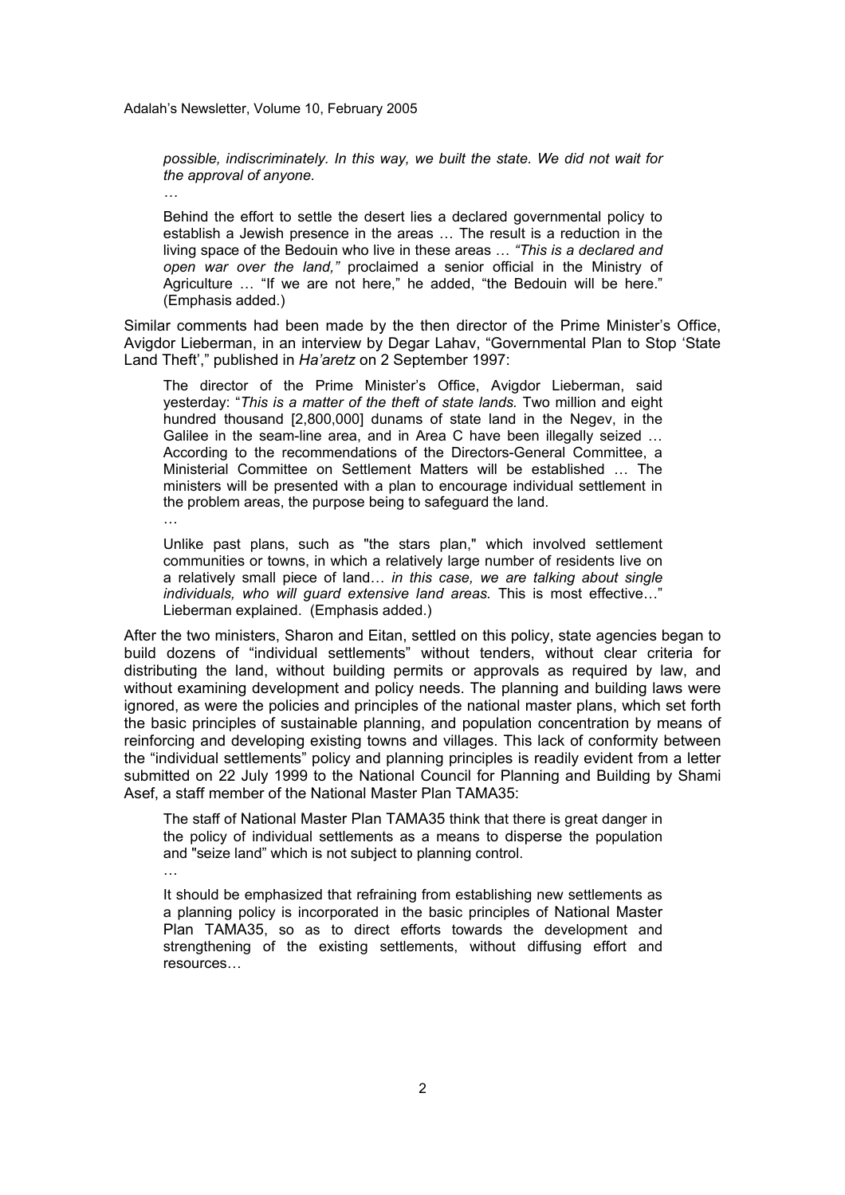> *possible, indiscriminately. In this way, we built the state. We did not wait for the approval of anyone.*
>
> …
>
> Behind the effort to settle the desert lies a declared governmental policy to establish a Jewish presence in the areas … The result is a reduction in the living space of the Bedouin who live in these areas … *"This is a declared and open war over the land,"* proclaimed a senior official in the Ministry of Agriculture … "If we are not here," he added, "the Bedouin will be here." (Emphasis added.)

Similar comments had been made by the then director of the Prime Minister's Office, Avigdor Lieberman, in an interview by Degar Lahav, "Governmental Plan to Stop 'State Land Theft'," published in *Ha'aretz* on 2 September 1997:

> The director of the Prime Minister's Office, Avigdor Lieberman, said yesterday: "*This is a matter of the theft of state lands.* Two million and eight hundred thousand [2,800,000] dunams of state land in the Negev, in the Galilee in the seam-line area, and in Area C have been illegally seized … According to the recommendations of the Directors-General Committee, a Ministerial Committee on Settlement Matters will be established … The ministers will be presented with a plan to encourage individual settlement in the problem areas, the purpose being to safeguard the land.
>
> …
>
> Unlike past plans, such as "the stars plan," which involved settlement communities or towns, in which a relatively large number of residents live on a relatively small piece of land… *in this case, we are talking about single individuals, who will guard extensive land areas.* This is most effective…" Lieberman explained. (Emphasis added.)

After the two ministers, Sharon and Eitan, settled on this policy, state agencies began to build dozens of "individual settlements" without tenders, without clear criteria for distributing the land, without building permits or approvals as required by law, and without examining development and policy needs. The planning and building laws were ignored, as were the policies and principles of the national master plans, which set forth the basic principles of sustainable planning, and population concentration by means of reinforcing and developing existing towns and villages. This lack of conformity between the "individual settlements" policy and planning principles is readily evident from a letter submitted on 22 July 1999 to the National Council for Planning and Building by Shami Asef, a staff member of the National Master Plan TAMA35:

> The staff of National Master Plan TAMA35 think that there is great danger in the policy of individual settlements as a means to disperse the population and "seize land" which is not subject to planning control.
>
> …
>
> It should be emphasized that refraining from establishing new settlements as a planning policy is incorporated in the basic principles of National Master Plan TAMA35, so as to direct efforts towards the development and strengthening of the existing settlements, without diffusing effort and resources…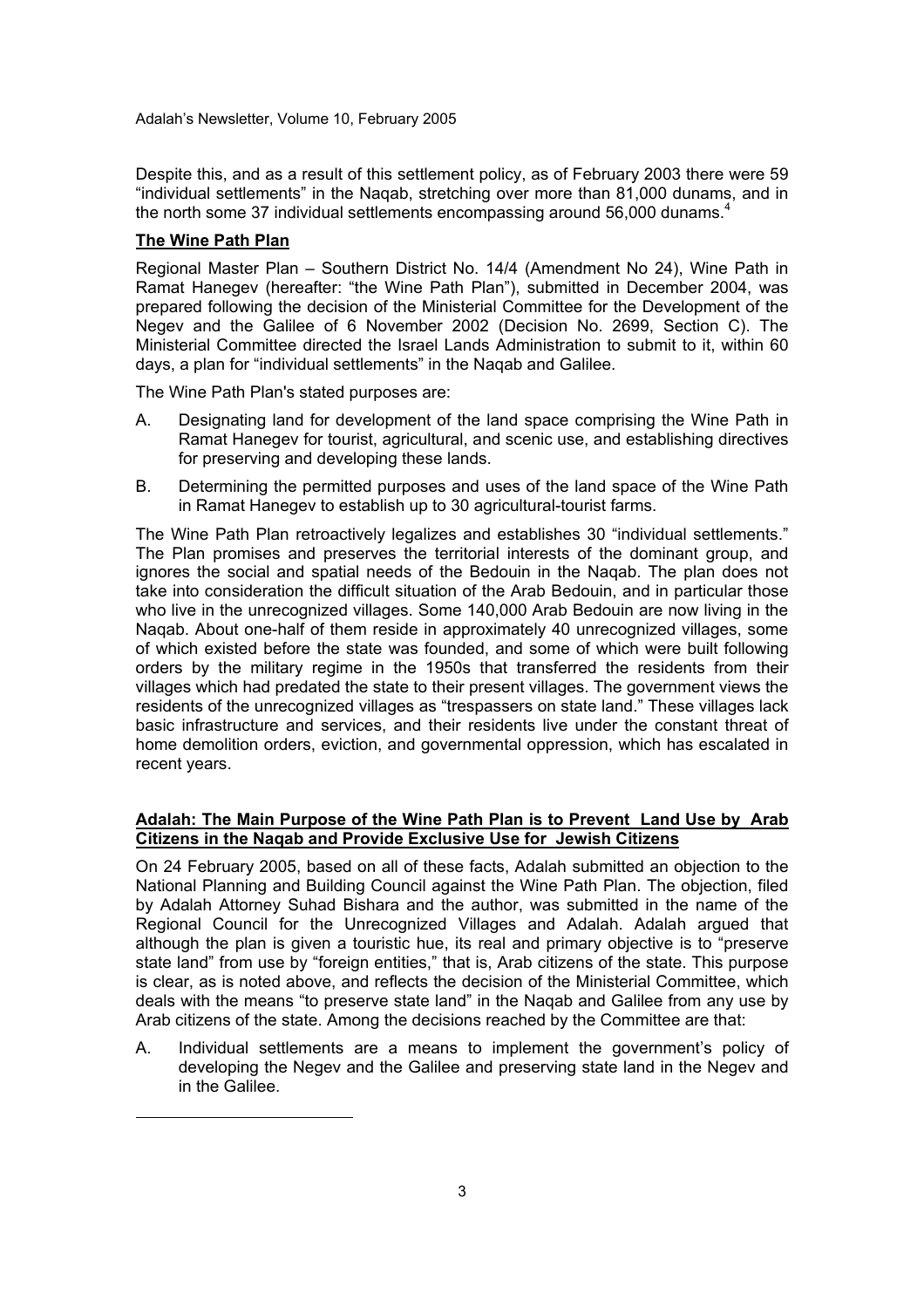Despite this, and as a result of this settlement policy, as of February 2003 there were 59 "individual settlements" in the Naqab, stretching over more than 81,000 dunams, and in the north some 37 individual settlements encompassing around 56,000 dunams.[4]

**The Wine Path Plan**

Regional Master Plan – Southern District No. 14/4 (Amendment No 24), Wine Path in Ramat Hanegev (hereafter: "the Wine Path Plan"), submitted in December 2004, was prepared following the decision of the Ministerial Committee for the Development of the Negev and the Galilee of 6 November 2002 (Decision No. 2699, Section C). The Ministerial Committee directed the Israel Lands Administration to submit to it, within 60 days, a plan for "individual settlements" in the Naqab and Galilee.

The Wine Path Plan's stated purposes are:

A. Designating land for development of the land space comprising the Wine Path in Ramat Hanegev for tourist, agricultural, and scenic use, and establishing directives for preserving and developing these lands.

B. Determining the permitted purposes and uses of the land space of the Wine Path in Ramat Hanegev to establish up to 30 agricultural-tourist farms.

The Wine Path Plan retroactively legalizes and establishes 30 "individual settlements." The Plan promises and preserves the territorial interests of the dominant group, and ignores the social and spatial needs of the Bedouin in the Naqab. The plan does not take into consideration the difficult situation of the Arab Bedouin, and in particular those who live in the unrecognized villages. Some 140,000 Arab Bedouin are now living in the Naqab. About one-half of them reside in approximately 40 unrecognized villages, some of which existed before the state was founded, and some of which were built following orders by the military regime in the 1950s that transferred the residents from their villages which had predated the state to their present villages. The government views the residents of the unrecognized villages as "trespassers on state land." These villages lack basic infrastructure and services, and their residents live under the constant threat of home demolition orders, eviction, and governmental oppression, which has escalated in recent years.

**Adalah: The Main Purpose of the Wine Path Plan is to Prevent Land Use by Arab Citizens in the Naqab and Provide Exclusive Use for Jewish Citizens**

On 24 February 2005, based on all of these facts, Adalah submitted an objection to the National Planning and Building Council against the Wine Path Plan. The objection, filed by Adalah Attorney Suhad Bishara and the author, was submitted in the name of the Regional Council for the Unrecognized Villages and Adalah. Adalah argued that although the plan is given a touristic hue, its real and primary objective is to "preserve state land" from use by "foreign entities," that is, Arab citizens of the state. This purpose is clear, as is noted above, and reflects the decision of the Ministerial Committee, which deals with the means "to preserve state land" in the Naqab and Galilee from any use by Arab citizens of the state. Among the decisions reached by the Committee are that:

A. Individual settlements are a means to implement the government's policy of developing the Negev and the Galilee and preserving state land in the Negev and in the Galilee.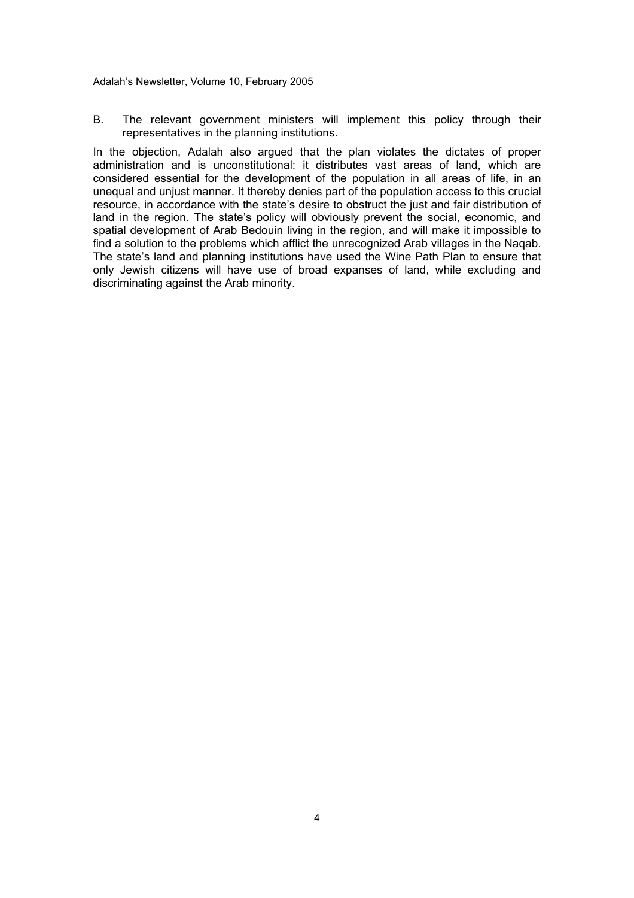B. The relevant government ministers will implement this policy through their representatives in the planning institutions.

In the objection, Adalah also argued that the plan violates the dictates of proper administration and is unconstitutional: it distributes vast areas of land, which are considered essential for the development of the population in all areas of life, in an unequal and unjust manner. It thereby denies part of the population access to this crucial resource, in accordance with the state's desire to obstruct the just and fair distribution of land in the region. The state's policy will obviously prevent the social, economic, and spatial development of Arab Bedouin living in the region, and will make it impossible to find a solution to the problems which afflict the unrecognized Arab villages in the Naqab. The state's land and planning institutions have used the Wine Path Plan to ensure that only Jewish citizens will have use of broad expanses of land, while excluding and discriminating against the Arab minority.